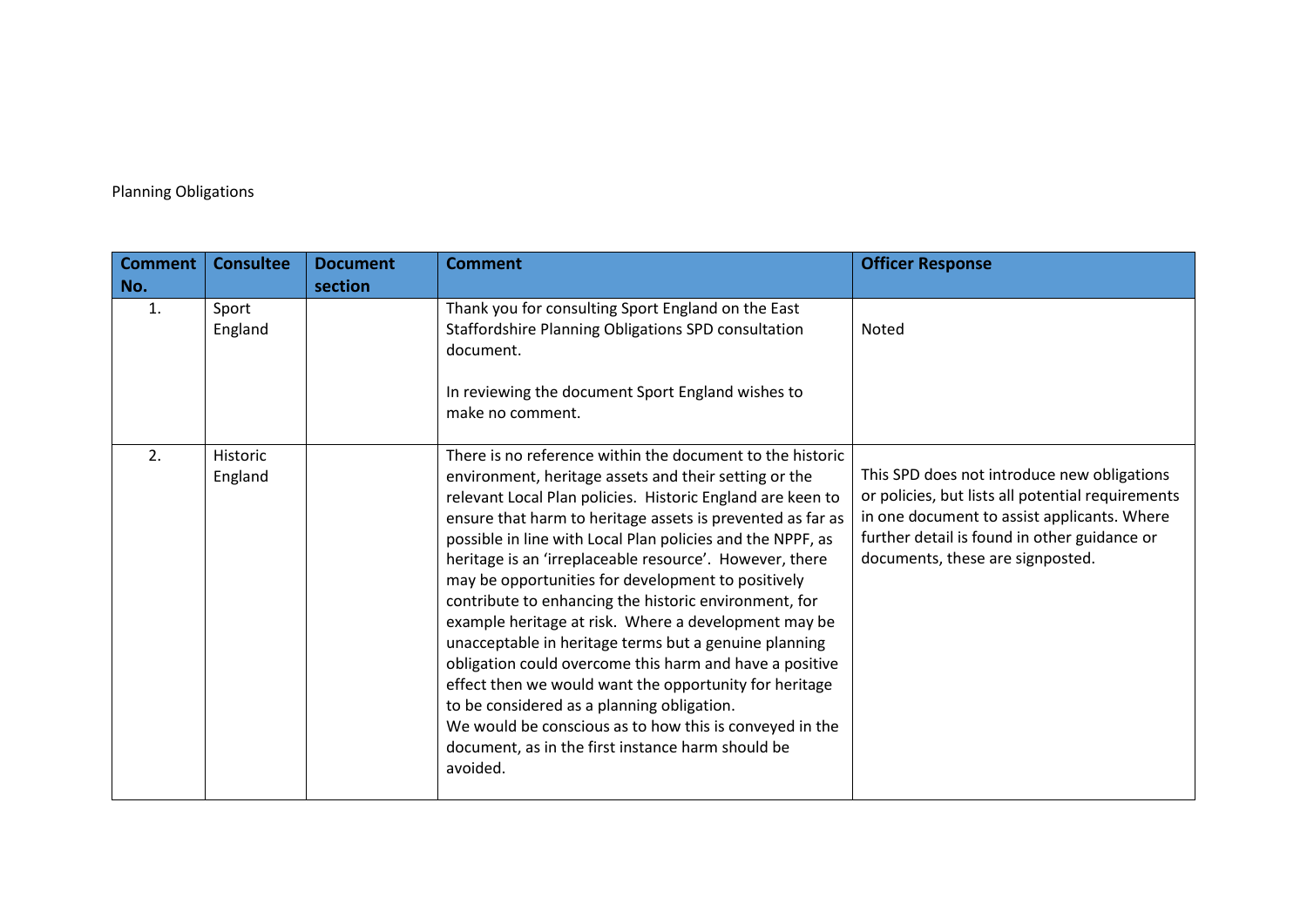Planning Obligations

| Comment No. | Consultee | Document section | Comment | Officer Response |
|---|---|---|---|---|
| 1. | Sport England | | Thank you for consulting Sport England on the East Staffordshire Planning Obligations SPD consultation document.<br><br>In reviewing the document Sport England wishes to make no comment. | Noted |
| 2. | Historic England | | There is no reference within the document to the historic environment, heritage assets and their setting or the relevant Local Plan policies. Historic England are keen to ensure that harm to heritage assets is prevented as far as possible in line with Local Plan policies and the NPPF, as heritage is an 'irreplaceable resource'. However, there may be opportunities for development to positively contribute to enhancing the historic environment, for example heritage at risk. Where a development may be unacceptable in heritage terms but a genuine planning obligation could overcome this harm and have a positive effect then we would want the opportunity for heritage to be considered as a planning obligation.<br>We would be conscious as to how this is conveyed in the document, as in the first instance harm should be avoided. | This SPD does not introduce new obligations or policies, but lists all potential requirements in one document to assist applicants. Where further detail is found in other guidance or documents, these are signposted. |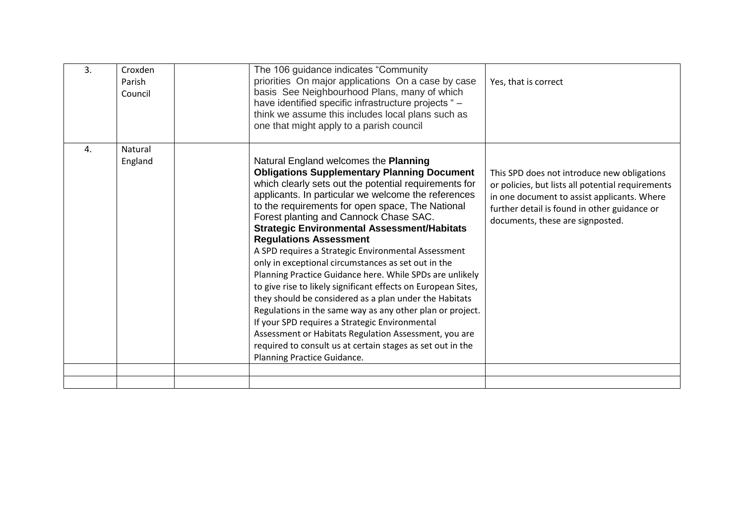| | | | | |
|---|---|---|---|---|
| 3. | Croxden Parish Council | | The 106 guidance indicates "Community priorities On major applications On a case by case basis See Neighbourhood Plans, many of which have identified specific infrastructure projects " – think we assume this includes local plans such as one that might apply to a parish council | Yes, that is correct |
| 4. | Natural England | | Natural England welcomes the **Planning Obligations Supplementary Planning Document** which clearly sets out the potential requirements for applicants. In particular we welcome the references to the requirements for open space, The National Forest planting and Cannock Chase SAC. **Strategic Environmental Assessment/Habitats Regulations Assessment** A SPD requires a Strategic Environmental Assessment only in exceptional circumstances as set out in the Planning Practice Guidance here. While SPDs are unlikely to give rise to likely significant effects on European Sites, they should be considered as a plan under the Habitats Regulations in the same way as any other plan or project. If your SPD requires a Strategic Environmental Assessment or Habitats Regulation Assessment, you are required to consult us at certain stages as set out in the Planning Practice Guidance. | This SPD does not introduce new obligations or policies, but lists all potential requirements in one document to assist applicants. Where further detail is found in other guidance or documents, these are signposted. |
| | | | | |
| | | | | |